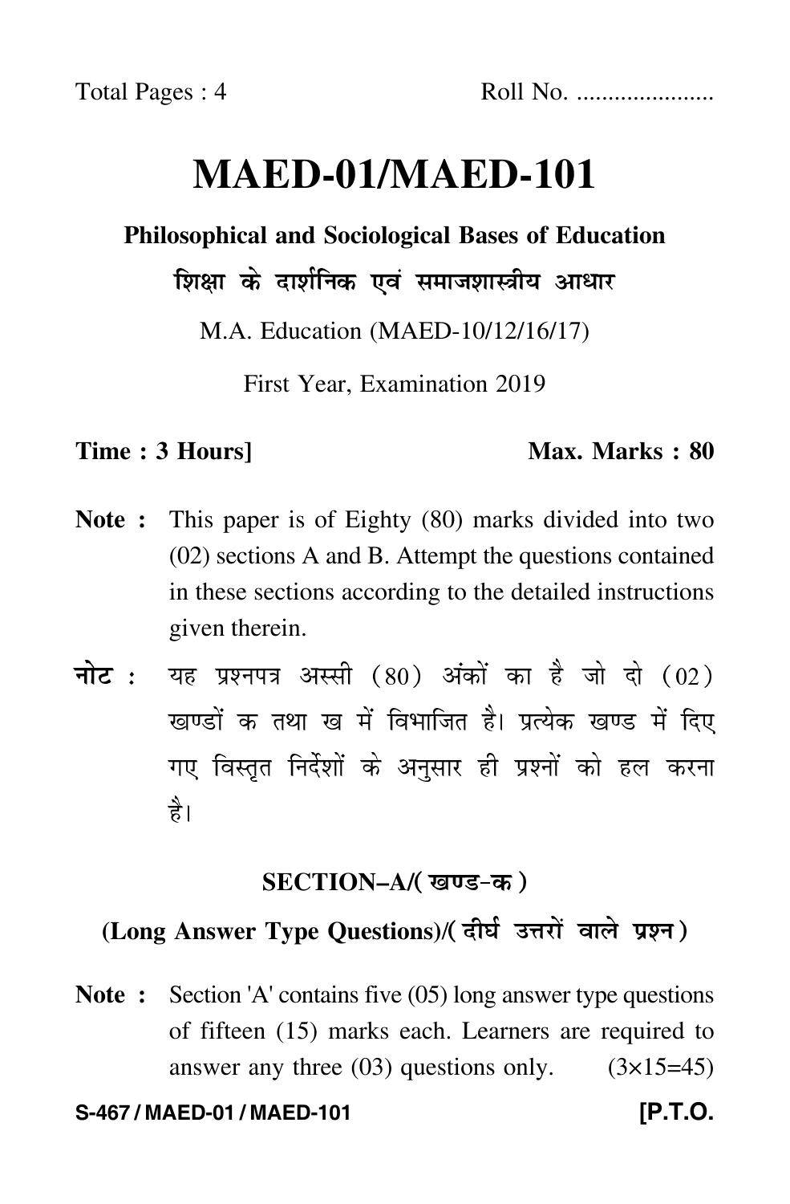Total Pages : 4 Roll No. ......................

# MAED-01/MAED-101

**Philosophical and Sociological Bases of Education**

**शिक्षा के दार्शनिक एवं समाजशास्त्रीय आधार**

M.A. Education (MAED-10/12/16/17)

First Year, Examination 2019

**Time : 3 Hours]** **Max. Marks : 80**

**Note :** This paper is of Eighty (80) marks divided into two (02) sections A and B. Attempt the questions contained in these sections according to the detailed instructions given therein.

**नोट :** यह प्रश्नपत्र अस्सी (80) अंकों का है जो दो (02) खण्डों क तथा ख में विभाजित है। प्रत्येक खण्ड में दिए गए विस्तृत निर्देशों के अनुसार ही प्रश्नों को हल करना है।

## SECTION–A/(खण्ड–क)

### (Long Answer Type Questions)/(दीर्घ उत्तरों वाले प्रश्न)

**Note :** Section 'A' contains five (05) long answer type questions of fifteen (15) marks each. Learners are required to answer any three (03) questions only. (3×15=45)

S-467 / MAED-01 / MAED-101 [P.T.O.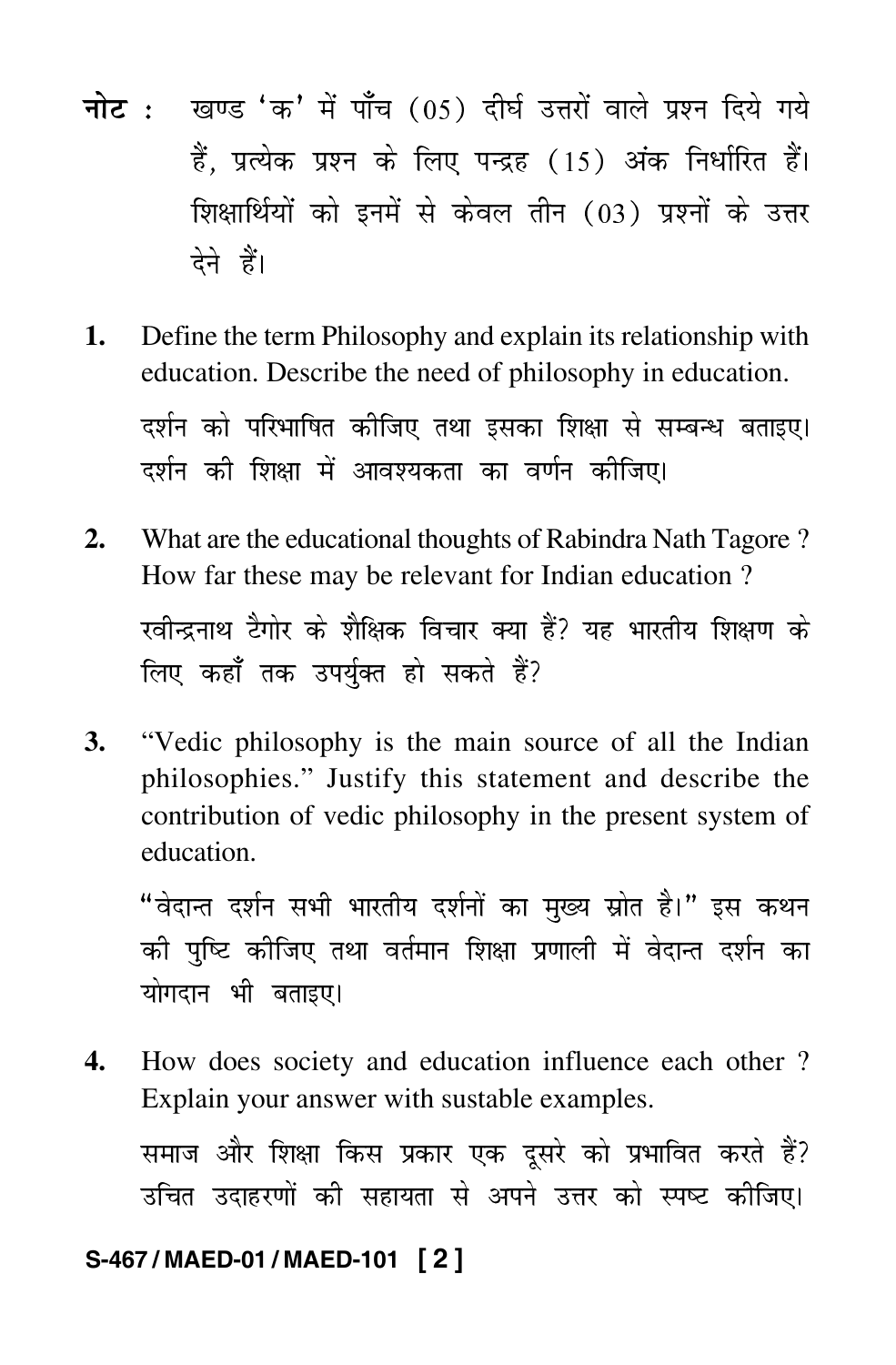**नोट :** खण्ड 'क' में पाँच (05) दीर्घ उत्तरों वाले प्रश्न दिये गये हैं, प्रत्येक प्रश्न के लिए पन्द्रह (15) अंक निर्धारित हैं। शिक्षार्थियों को इनमें से केवल तीन (03) प्रश्नों के उत्तर देने हैं।

**1.** Define the term Philosophy and explain its relationship with education. Describe the need of philosophy in education.

दर्शन को परिभाषित कीजिए तथा इसका शिक्षा से सम्बन्ध बताइए। दर्शन की शिक्षा में आवश्यकता का वर्णन कीजिए।

**2.** What are the educational thoughts of Rabindra Nath Tagore ? How far these may be relevant for Indian education ?

रवीन्द्रनाथ टैगोर के शैक्षिक विचार क्या हैं? यह भारतीय शिक्षण के लिए कहाँ तक उपर्युक्त हो सकते हैं?

**3.** "Vedic philosophy is the main source of all the Indian philosophies." Justify this statement and describe the contribution of vedic philosophy in the present system of education.

"वेदान्त दर्शन सभी भारतीय दर्शनों का मुख्य स्रोत है।" इस कथन की पुष्टि कीजिए तथा वर्तमान शिक्षा प्रणाली में वेदान्त दर्शन का योगदान भी बताइए।

**4.** How does society and education influence each other ? Explain your answer with sustable examples.

समाज और शिक्षा किस प्रकार एक दूसरे को प्रभावित करते हैं? उचित उदाहरणों की सहायता से अपने उत्तर को स्पष्ट कीजिए।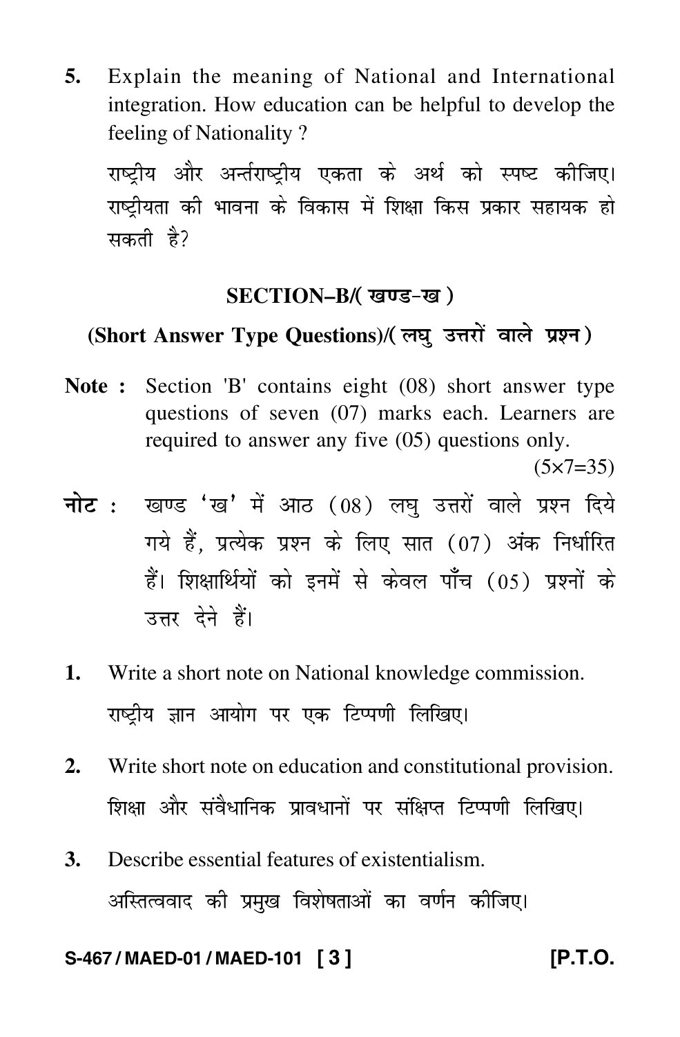5. Explain the meaning of National and International integration. How education can be helpful to develop the feeling of Nationality ?

   राष्ट्रीय और अन्तर्राष्ट्रीय एकता के अर्थ को स्पष्ट कीजिए। राष्ट्रीयता की भावना के विकास में शिक्षा किस प्रकार सहायक हो सकती है?

## SECTION–B/( खण्ड-ख )

### (Short Answer Type Questions)/( लघु उत्तरों वाले प्रश्न )

**Note :** Section 'B' contains eight (08) short answer type questions of seven (07) marks each. Learners are required to answer any five (05) questions only.

(5×7=35)

**नोट :** खण्ड 'ख' में आठ (08) लघु उत्तरों वाले प्रश्न दिये गये हैं, प्रत्येक प्रश्न के लिए सात (07) अंक निर्धारित हैं। शिक्षार्थियों को इनमें से केवल पाँच (05) प्रश्नों के उत्तर देने हैं।

1. Write a short note on National knowledge commission.

   राष्ट्रीय ज्ञान आयोग पर एक टिप्पणी लिखिए।

2. Write short note on education and constitutional provision.

   शिक्षा और संवैधानिक प्रावधानों पर संक्षिप्त टिप्पणी लिखिए।

3. Describe essential features of existentialism.

   अस्तित्ववाद की प्रमुख विशेषताओं का वर्णन कीजिए।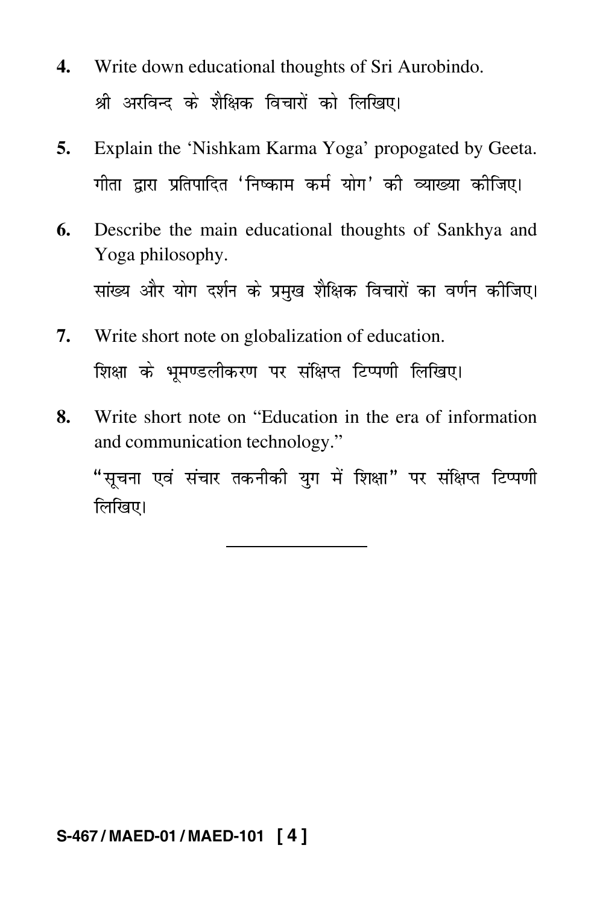**4.** Write down educational thoughts of Sri Aurobindo.

श्री अरविन्द के शैक्षिक विचारों को लिखिए।

**5.** Explain the 'Nishkam Karma Yoga' propogated by Geeta.

गीता द्वारा प्रतिपादित 'निष्काम कर्म योग' की व्याख्या कीजिए।

**6.** Describe the main educational thoughts of Sankhya and Yoga philosophy.

सांख्य और योग दर्शन के प्रमुख शैक्षिक विचारों का वर्णन कीजिए।

**7.** Write short note on globalization of education.

शिक्षा के भूमण्डलीकरण पर संक्षिप्त टिप्पणी लिखिए।

**8.** Write short note on "Education in the era of information and communication technology."

"सूचना एवं संचार तकनीकी युग में शिक्षा" पर संक्षिप्त टिप्पणी लिखिए।

---